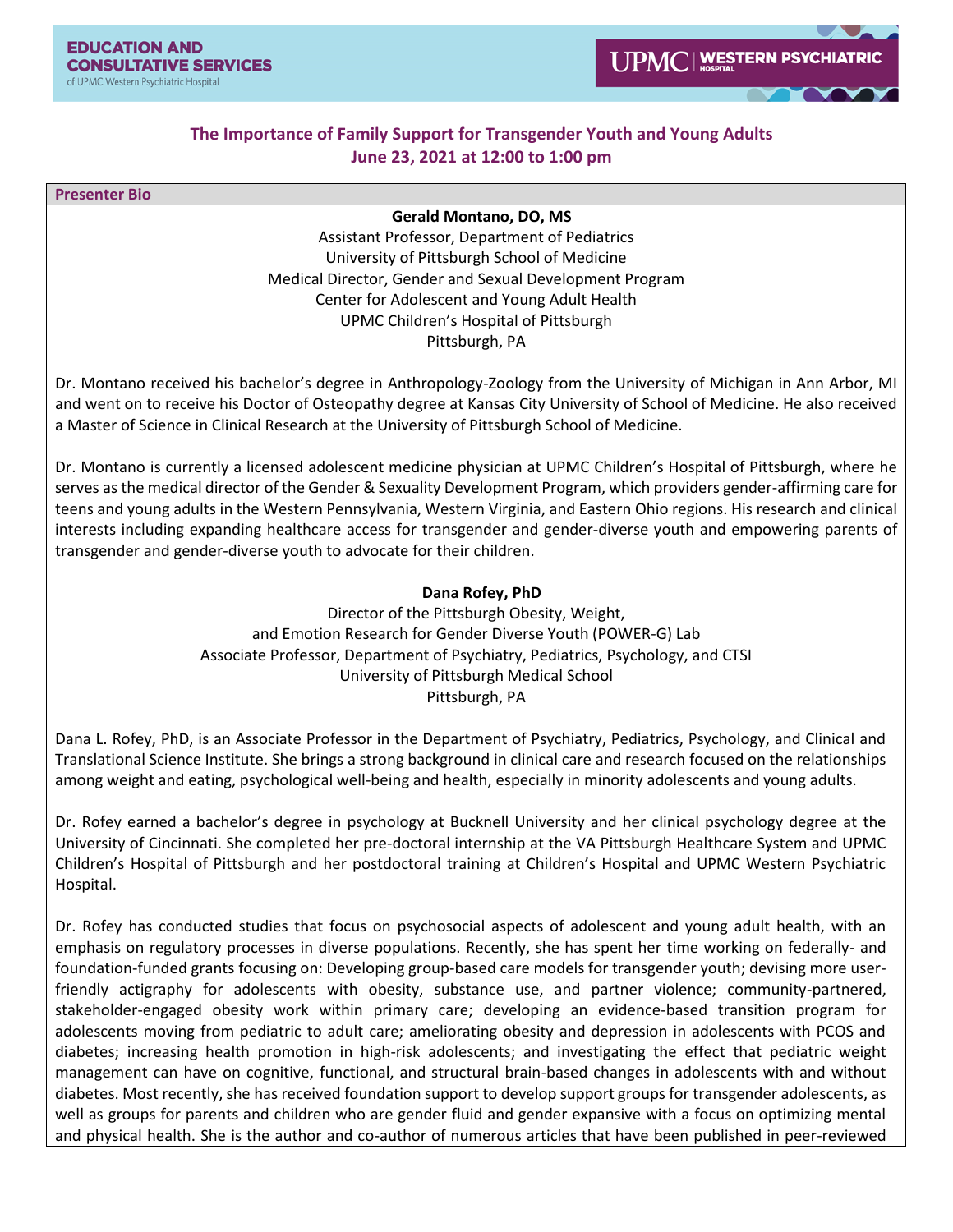EDUCATION AND CONSULTATIVE SERVICES
of UPMC Western Psychiatric Hospital

UPMC | WESTERN PSYCHIATRIC HOSPITAL

## The Importance of Family Support for Transgender Youth and Young Adults
## June 23, 2021 at 12:00 to 1:00 pm

### Presenter Bio

**Gerald Montano, DO, MS**
Assistant Professor, Department of Pediatrics
University of Pittsburgh School of Medicine
Medical Director, Gender and Sexual Development Program
Center for Adolescent and Young Adult Health
UPMC Children's Hospital of Pittsburgh
Pittsburgh, PA

Dr. Montano received his bachelor's degree in Anthropology-Zoology from the University of Michigan in Ann Arbor, MI and went on to receive his Doctor of Osteopathy degree at Kansas City University of School of Medicine. He also received a Master of Science in Clinical Research at the University of Pittsburgh School of Medicine.

Dr. Montano is currently a licensed adolescent medicine physician at UPMC Children's Hospital of Pittsburgh, where he serves as the medical director of the Gender & Sexuality Development Program, which providers gender-affirming care for teens and young adults in the Western Pennsylvania, Western Virginia, and Eastern Ohio regions. His research and clinical interests including expanding healthcare access for transgender and gender-diverse youth and empowering parents of transgender and gender-diverse youth to advocate for their children.

**Dana Rofey, PhD**
Director of the Pittsburgh Obesity, Weight,
and Emotion Research for Gender Diverse Youth (POWER-G) Lab
Associate Professor, Department of Psychiatry, Pediatrics, Psychology, and CTSI
University of Pittsburgh Medical School
Pittsburgh, PA

Dana L. Rofey, PhD, is an Associate Professor in the Department of Psychiatry, Pediatrics, Psychology, and Clinical and Translational Science Institute. She brings a strong background in clinical care and research focused on the relationships among weight and eating, psychological well-being and health, especially in minority adolescents and young adults.

Dr. Rofey earned a bachelor's degree in psychology at Bucknell University and her clinical psychology degree at the University of Cincinnati. She completed her pre-doctoral internship at the VA Pittsburgh Healthcare System and UPMC Children's Hospital of Pittsburgh and her postdoctoral training at Children's Hospital and UPMC Western Psychiatric Hospital.

Dr. Rofey has conducted studies that focus on psychosocial aspects of adolescent and young adult health, with an emphasis on regulatory processes in diverse populations. Recently, she has spent her time working on federally- and foundation-funded grants focusing on: Developing group-based care models for transgender youth; devising more user-friendly actigraphy for adolescents with obesity, substance use, and partner violence; community-partnered, stakeholder-engaged obesity work within primary care; developing an evidence-based transition program for adolescents moving from pediatric to adult care; ameliorating obesity and depression in adolescents with PCOS and diabetes; increasing health promotion in high-risk adolescents; and investigating the effect that pediatric weight management can have on cognitive, functional, and structural brain-based changes in adolescents with and without diabetes. Most recently, she has received foundation support to develop support groups for transgender adolescents, as well as groups for parents and children who are gender fluid and gender expansive with a focus on optimizing mental and physical health. She is the author and co-author of numerous articles that have been published in peer-reviewed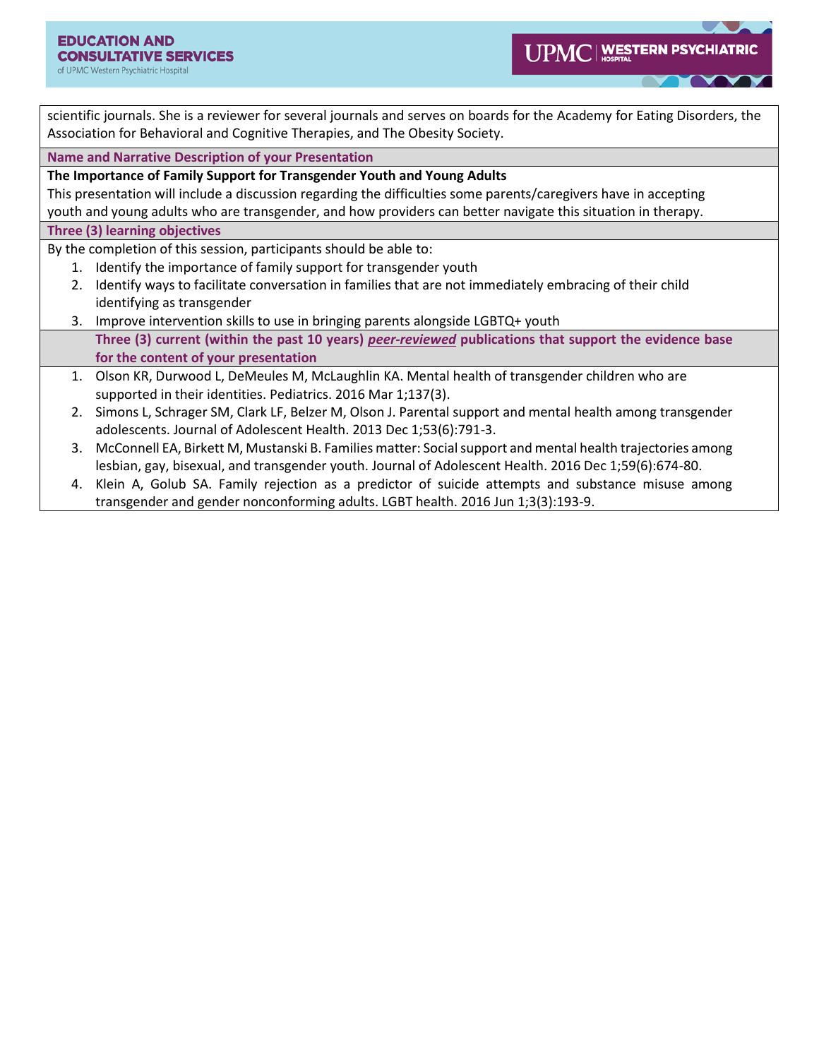scientific journals. She is a reviewer for several journals and serves on boards for the Academy for Eating Disorders, the Association for Behavioral and Cognitive Therapies, and The Obesity Society.

**Name and Narrative Description of your Presentation**

**The Importance of Family Support for Transgender Youth and Young Adults**

This presentation will include a discussion regarding the difficulties some parents/caregivers have in accepting youth and young adults who are transgender, and how providers can better navigate this situation in therapy.

**Three (3) learning objectives**

By the completion of this session, participants should be able to:

1. Identify the importance of family support for transgender youth
2. Identify ways to facilitate conversation in families that are not immediately embracing of their child identifying as transgender
3. Improve intervention skills to use in bringing parents alongside LGBTQ+ youth

**Three (3) current (within the past 10 years) *peer-reviewed* publications that support the evidence base for the content of your presentation**

1. Olson KR, Durwood L, DeMeules M, McLaughlin KA. Mental health of transgender children who are supported in their identities. Pediatrics. 2016 Mar 1;137(3).
2. Simons L, Schrager SM, Clark LF, Belzer M, Olson J. Parental support and mental health among transgender adolescents. Journal of Adolescent Health. 2013 Dec 1;53(6):791-3.
3. McConnell EA, Birkett M, Mustanski B. Families matter: Social support and mental health trajectories among lesbian, gay, bisexual, and transgender youth. Journal of Adolescent Health. 2016 Dec 1;59(6):674-80.
4. Klein A, Golub SA. Family rejection as a predictor of suicide attempts and substance misuse among transgender and gender nonconforming adults. LGBT health. 2016 Jun 1;3(3):193-9.